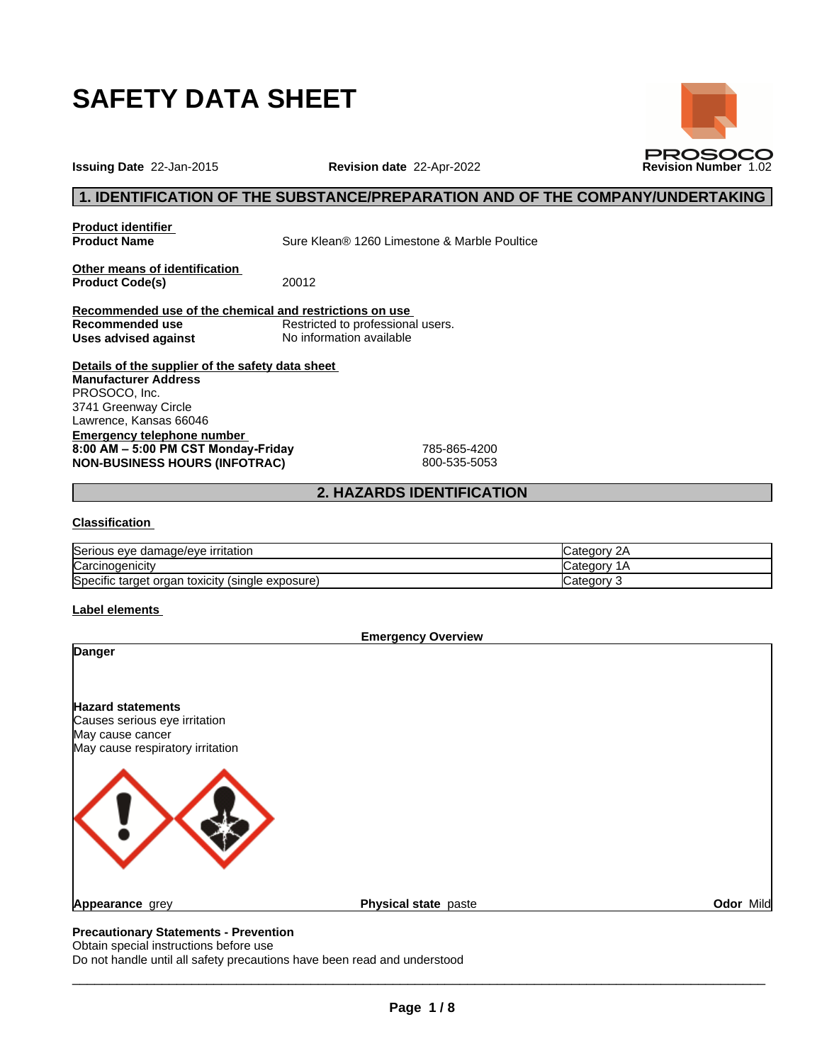# SAFETY DATA SHEET

**Issuing Date** 22-Jan-2015 **Revision date** 22-Apr-2022 **Revision Number** 1.02

PROSOCO

## 1. IDENTIFICATION OF THE SUBSTANCE/PREPARATION AND OF THE COMPANY/UNDERTAKING

**Product identifier**

**Product Name** Sure Klean® 1260 Limestone & Marble Poultice

**Other means of identification**

**Product Code(s)** 20012

**Recommended use of the chemical and restrictions on use**

**Recommended use** Restricted to professional users.

**Uses advised against** No information available

**Details of the supplier of the safety data sheet**

**Manufacturer Address**
PROSOCO, Inc.
3741 Greenway Circle
Lawrence, Kansas 66046

**Emergency telephone number**

**8:00 AM – 5:00 PM CST Monday-Friday** 785-865-4200
**NON-BUSINESS HOURS (INFOTRAC)** 800-535-5053

## 2. HAZARDS IDENTIFICATION

**Classification**

| | |
|---|---|
| Serious eye damage/eye irritation | Category 2A |
| Carcinogenicity | Category 1A |
| Specific target organ toxicity (single exposure) | Category 3 |

**Label elements**

**Emergency Overview**

**Danger**

**Hazard statements**
Causes serious eye irritation
May cause cancer
May cause respiratory irritation

**Appearance** grey **Physical state** paste **Odor** Mild

**Precautionary Statements - Prevention**
Obtain special instructions before use
Do not handle until all safety precautions have been read and understood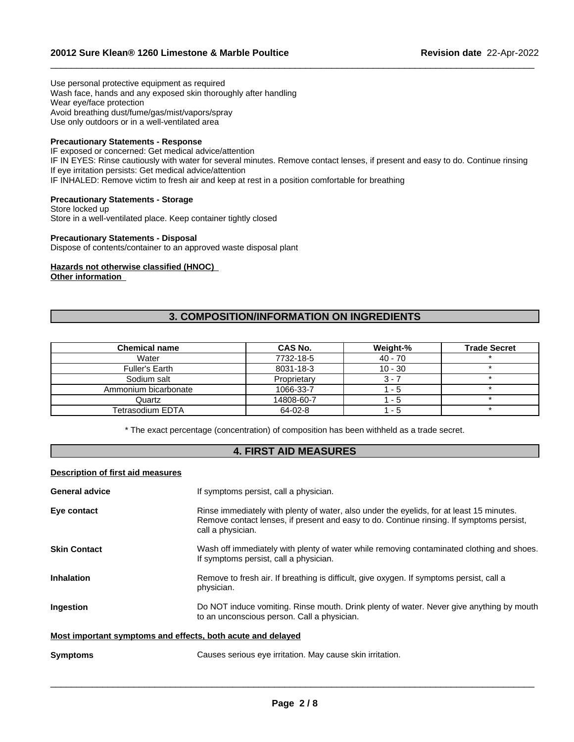Use personal protective equipment as required
Wash face, hands and any exposed skin thoroughly after handling
Wear eye/face protection
Avoid breathing dust/fume/gas/mist/vapors/spray
Use only outdoors or in a well-ventilated area

**Precautionary Statements - Response**
IF exposed or concerned: Get medical advice/attention
IF IN EYES: Rinse cautiously with water for several minutes. Remove contact lenses, if present and easy to do. Continue rinsing
If eye irritation persists: Get medical advice/attention
IF INHALED: Remove victim to fresh air and keep at rest in a position comfortable for breathing

**Precautionary Statements - Storage**
Store locked up
Store in a well-ventilated place. Keep container tightly closed

**Precautionary Statements - Disposal**
Dispose of contents/container to an approved waste disposal plant

**Hazards not otherwise classified (HNOC)**
**Other information**

## 3. COMPOSITION/INFORMATION ON INGREDIENTS

| Chemical name | CAS No. | Weight-% | Trade Secret |
|---|---|---|---|
| Water | 7732-18-5 | 40 - 70 | * |
| Fuller's Earth | 8031-18-3 | 10 - 30 | * |
| Sodium salt | Proprietary | 3 - 7 | * |
| Ammonium bicarbonate | 1066-33-7 | 1 - 5 | * |
| Quartz | 14808-60-7 | 1 - 5 | * |
| Tetrasodium EDTA | 64-02-8 | 1 - 5 | * |

* The exact percentage (concentration) of composition has been withheld as a trade secret.

## 4. FIRST AID MEASURES

**Description of first aid measures**

**General advice** If symptoms persist, call a physician.

**Eye contact** Rinse immediately with plenty of water, also under the eyelids, for at least 15 minutes. Remove contact lenses, if present and easy to do. Continue rinsing. If symptoms persist, call a physician.

**Skin Contact** Wash off immediately with plenty of water while removing contaminated clothing and shoes. If symptoms persist, call a physician.

**Inhalation** Remove to fresh air. If breathing is difficult, give oxygen. If symptoms persist, call a physician.

**Ingestion** Do NOT induce vomiting. Rinse mouth. Drink plenty of water. Never give anything by mouth to an unconscious person. Call a physician.

**Most important symptoms and effects, both acute and delayed**

**Symptoms** Causes serious eye irritation. May cause skin irritation.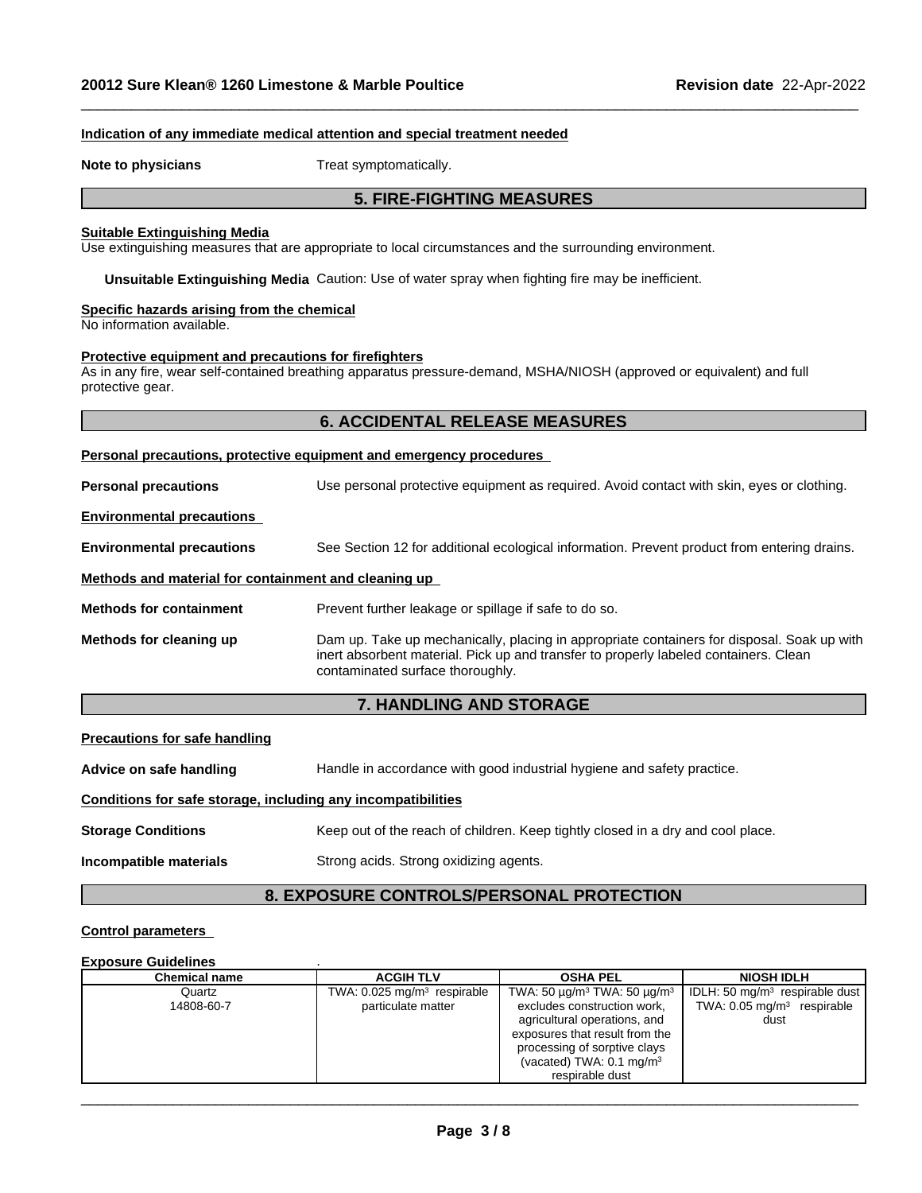**Indication of any immediate medical attention and special treatment needed**

**Note to physicians** Treat symptomatically.

## 5. FIRE-FIGHTING MEASURES

**Suitable Extinguishing Media**

Use extinguishing measures that are appropriate to local circumstances and the surrounding environment.

**Unsuitable Extinguishing Media** Caution: Use of water spray when fighting fire may be inefficient.

**Specific hazards arising from the chemical**

No information available.

**Protective equipment and precautions for firefighters**

As in any fire, wear self-contained breathing apparatus pressure-demand, MSHA/NIOSH (approved or equivalent) and full protective gear.

## 6. ACCIDENTAL RELEASE MEASURES

**Personal precautions, protective equipment and emergency procedures**

**Personal precautions** Use personal protective equipment as required. Avoid contact with skin, eyes or clothing.

**Environmental precautions**

**Environmental precautions** See Section 12 for additional ecological information. Prevent product from entering drains.

**Methods and material for containment and cleaning up**

**Methods for containment** Prevent further leakage or spillage if safe to do so.

**Methods for cleaning up** Dam up. Take up mechanically, placing in appropriate containers for disposal. Soak up with inert absorbent material. Pick up and transfer to properly labeled containers. Clean contaminated surface thoroughly.

## 7. HANDLING AND STORAGE

**Precautions for safe handling**

**Advice on safe handling** Handle in accordance with good industrial hygiene and safety practice.

**Conditions for safe storage, including any incompatibilities**

**Storage Conditions** Keep out of the reach of children. Keep tightly closed in a dry and cool place.

**Incompatible materials** Strong acids. Strong oxidizing agents.

## 8. EXPOSURE CONTROLS/PERSONAL PROTECTION

**Control parameters**

**Exposure Guidelines** .

| Chemical name | ACGIH TLV | OSHA PEL | NIOSH IDLH |
|---|---|---|---|
| Quartz 14808-60-7 | TWA: 0.025 mg/m³ respirable particulate matter | TWA: 50 µg/m³ TWA: 50 µg/m³ excludes construction work, agricultural operations, and exposures that result from the processing of sorptive clays (vacated) TWA: 0.1 mg/m³ respirable dust | IDLH: 50 mg/m³ respirable dust TWA: 0.05 mg/m³ respirable dust |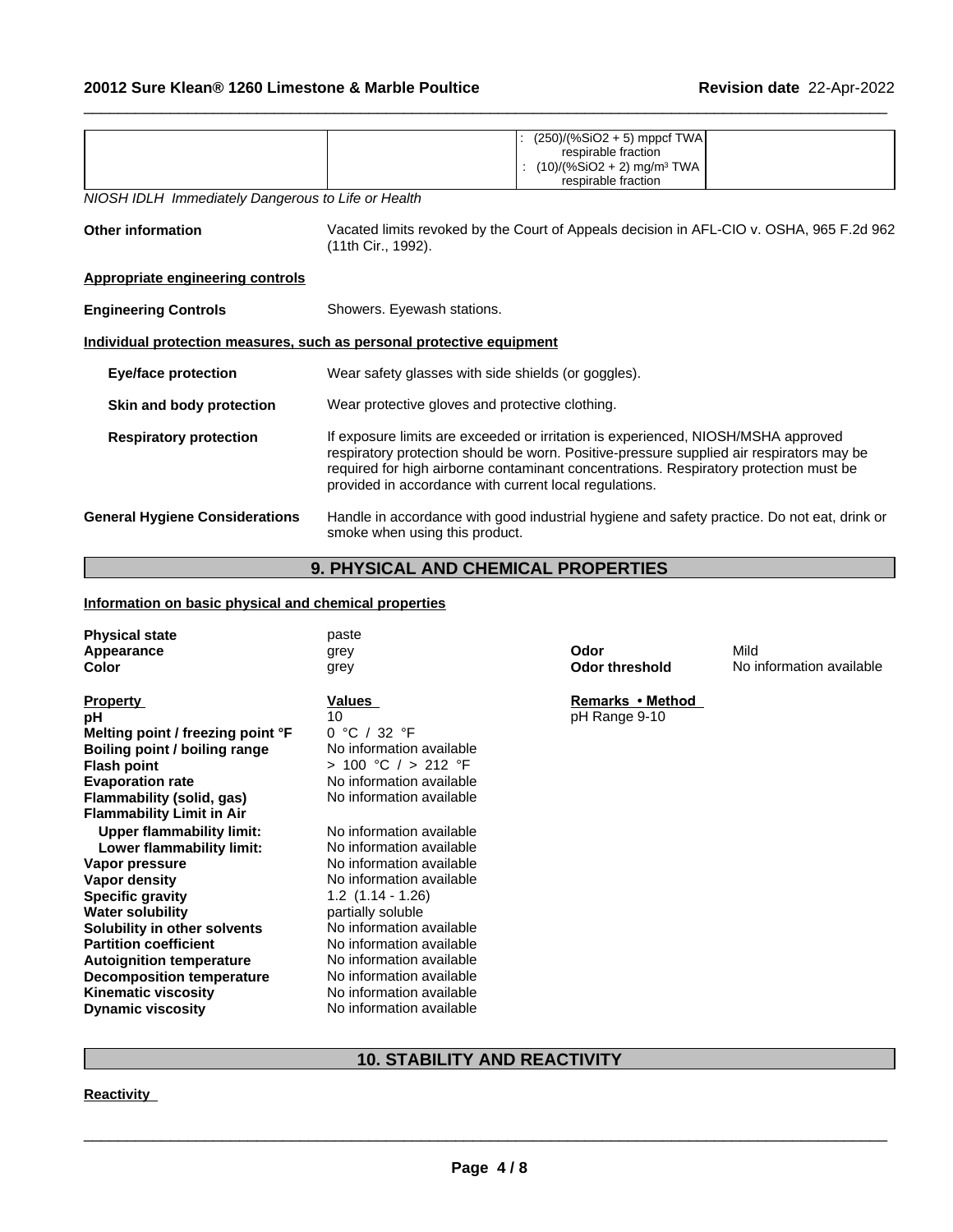|  |  | : (250)/(%SiO2 + 5) mppcf TWA respirable fraction<br>: (10)/(%SiO2 + 2) mg/m³ TWA respirable fraction |  |
|---|---|---|---|

*NIOSH IDLH Immediately Dangerous to Life or Health*

**Other information** Vacated limits revoked by the Court of Appeals decision in AFL-CIO v. OSHA, 965 F.2d 962 (11th Cir., 1992).

**Appropriate engineering controls**

**Engineering Controls** Showers. Eyewash stations.

**Individual protection measures, such as personal protective equipment**

**Eye/face protection** Wear safety glasses with side shields (or goggles).

**Skin and body protection** Wear protective gloves and protective clothing.

**Respiratory protection** If exposure limits are exceeded or irritation is experienced, NIOSH/MSHA approved respiratory protection should be worn. Positive-pressure supplied air respirators may be required for high airborne contaminant concentrations. Respiratory protection must be provided in accordance with current local regulations.

**General Hygiene Considerations** Handle in accordance with good industrial hygiene and safety practice. Do not eat, drink or smoke when using this product.

## 9. PHYSICAL AND CHEMICAL PROPERTIES

**Information on basic physical and chemical properties**

**Physical state** paste
**Appearance** grey
**Color** grey
**Odor** Mild
**Odor threshold** No information available

| Property | Values | Remarks • Method |
|---|---|---|
| **pH** | 10 | pH Range 9-10 |
| **Melting point / freezing point °F** | 0 °C / 32 °F | |
| **Boiling point / boiling range** | No information available | |
| **Flash point** | > 100 °C / > 212 °F | |
| **Evaporation rate** | No information available | |
| **Flammability (solid, gas)** | No information available | |
| **Flammability Limit in Air** | | |
| **Upper flammability limit:** | No information available | |
| **Lower flammability limit:** | No information available | |
| **Vapor pressure** | No information available | |
| **Vapor density** | No information available | |
| **Specific gravity** | 1.2 (1.14 - 1.26) | |
| **Water solubility** | partially soluble | |
| **Solubility in other solvents** | No information available | |
| **Partition coefficient** | No information available | |
| **Autoignition temperature** | No information available | |
| **Decomposition temperature** | No information available | |
| **Kinematic viscosity** | No information available | |
| **Dynamic viscosity** | No information available | |

## 10. STABILITY AND REACTIVITY

**Reactivity**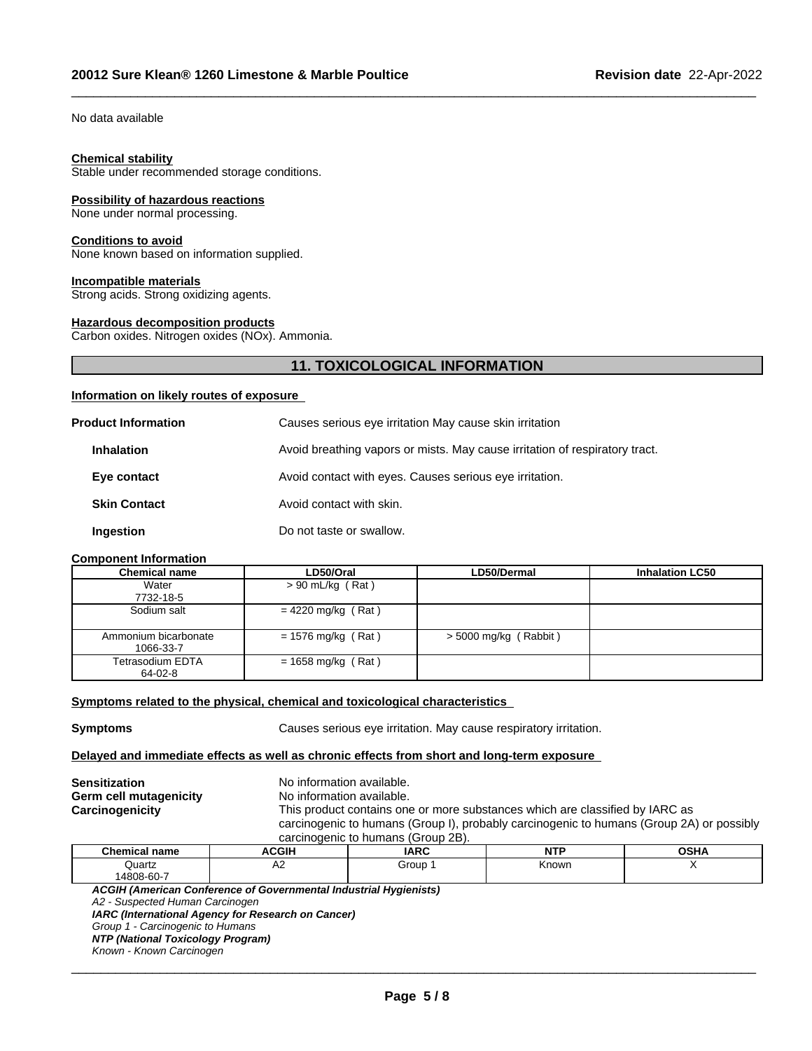No data available

**Chemical stability**
Stable under recommended storage conditions.

**Possibility of hazardous reactions**
None under normal processing.

**Conditions to avoid**
None known based on information supplied.

**Incompatible materials**
Strong acids. Strong oxidizing agents.

**Hazardous decomposition products**
Carbon oxides. Nitrogen oxides (NOx). Ammonia.

## 11. TOXICOLOGICAL INFORMATION

**Information on likely routes of exposure**

**Product Information** Causes serious eye irritation May cause skin irritation

**Inhalation** Avoid breathing vapors or mists. May cause irritation of respiratory tract.

**Eye contact** Avoid contact with eyes. Causes serious eye irritation.

**Skin Contact** Avoid contact with skin.

**Ingestion** Do not taste or swallow.

**Component Information**

| Chemical name | LD50/Oral | LD50/Dermal | Inhalation LC50 |
|---|---|---|---|
| Water 7732-18-5 | > 90 mL/kg ( Rat ) | | |
| Sodium salt | = 4220 mg/kg ( Rat ) | | |
| Ammonium bicarbonate 1066-33-7 | = 1576 mg/kg ( Rat ) | > 5000 mg/kg ( Rabbit ) | |
| Tetrasodium EDTA 64-02-8 | = 1658 mg/kg ( Rat ) | | |

**Symptoms related to the physical, chemical and toxicological characteristics**

**Symptoms** Causes serious eye irritation. May cause respiratory irritation.

**Delayed and immediate effects as well as chronic effects from short and long-term exposure**

**Sensitization** No information available.
**Germ cell mutagenicity** No information available.
**Carcinogenicity** This product contains one or more substances which are classified by IARC as carcinogenic to humans (Group I), probably carcinogenic to humans (Group 2A) or possibly carcinogenic to humans (Group 2B).

| Chemical name | ACGIH | IARC | NTP | OSHA |
|---|---|---|---|---|
| Quartz 14808-60-7 | A2 | Group 1 | Known | X |

***ACGIH (American Conference of Governmental Industrial Hygienists)***
*A2 - Suspected Human Carcinogen*
***IARC (International Agency for Research on Cancer)***
*Group 1 - Carcinogenic to Humans*
***NTP (National Toxicology Program)***
*Known - Known Carcinogen*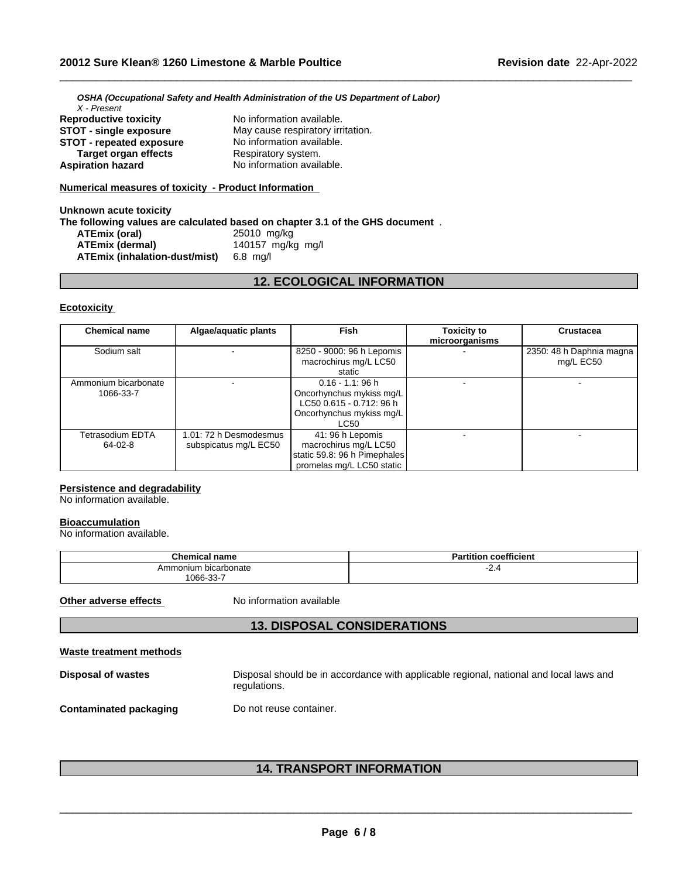*OSHA (Occupational Safety and Health Administration of the US Department of Labor)*
*X - Present*

**Reproductive toxicity** No information available.
**STOT - single exposure** May cause respiratory irritation.
**STOT - repeated exposure** No information available.
**Target organ effects** Respiratory system.
**Aspiration hazard** No information available.

**Numerical measures of toxicity - Product Information**

**Unknown acute toxicity**
**The following values are calculated based on chapter 3.1 of the GHS document** .

**ATEmix (oral)** 25010 mg/kg
**ATEmix (dermal)** 140157 mg/kg mg/l
**ATEmix (inhalation-dust/mist)** 6.8 mg/l

## 12. ECOLOGICAL INFORMATION

**Ecotoxicity**

| Chemical name | Algae/aquatic plants | Fish | Toxicity to microorganisms | Crustacea |
|---|---|---|---|---|
| Sodium salt | - | 8250 - 9000: 96 h Lepomis macrochirus mg/L LC50 static | - | 2350: 48 h Daphnia magna mg/L EC50 |
| Ammonium bicarbonate 1066-33-7 | - | 0.16 - 1.1: 96 h Oncorhynchus mykiss mg/L LC50 0.615 - 0.712: 96 h Oncorhynchus mykiss mg/L LC50 | - | - |
| Tetrasodium EDTA 64-02-8 | 1.01: 72 h Desmodesmus subspicatus mg/L EC50 | 41: 96 h Lepomis macrochirus mg/L LC50 static 59.8: 96 h Pimephales promelas mg/L LC50 static | - | - |

**Persistence and degradability**
No information available.

**Bioaccumulation**
No information available.

| Chemical name | Partition coefficient |
|---|---|
| Ammonium bicarbonate 1066-33-7 | -2.4 |

**Other adverse effects** No information available

## 13. DISPOSAL CONSIDERATIONS

**Waste treatment methods**

**Disposal of wastes** Disposal should be in accordance with applicable regional, national and local laws and regulations.

**Contaminated packaging** Do not reuse container.

## 14. TRANSPORT INFORMATION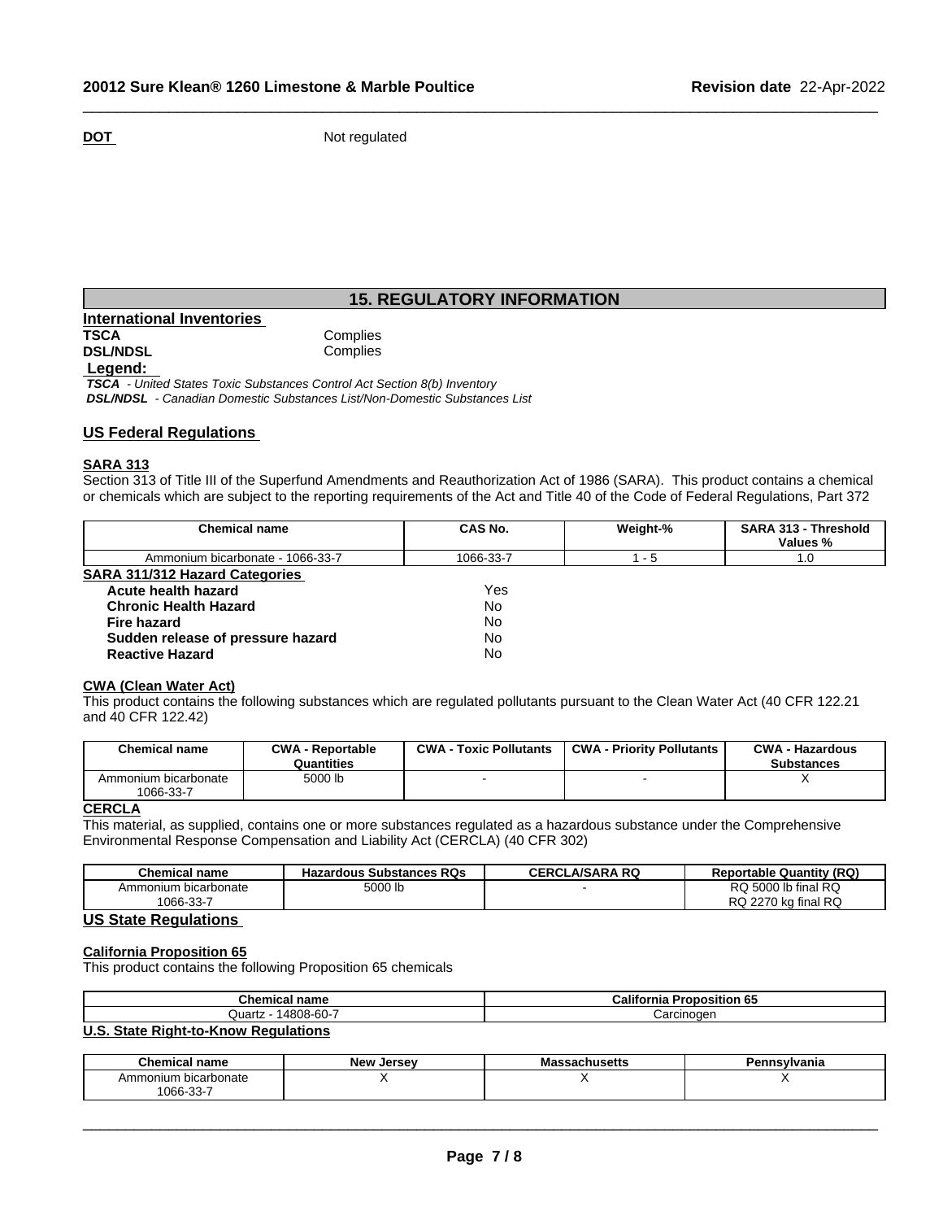**DOT** Not regulated

## 15. REGULATORY INFORMATION

**International Inventories**

| | |
|---|---|
| **TSCA** | Complies |
| **DSL/NDSL** | Complies |

**Legend:**

*TSCA - United States Toxic Substances Control Act Section 8(b) Inventory*
*DSL/NDSL - Canadian Domestic Substances List/Non-Domestic Substances List*

### US Federal Regulations

**SARA 313**

Section 313 of Title III of the Superfund Amendments and Reauthorization Act of 1986 (SARA). This product contains a chemical or chemicals which are subject to the reporting requirements of the Act and Title 40 of the Code of Federal Regulations, Part 372

| Chemical name | CAS No. | Weight-% | SARA 313 - Threshold Values % |
|---|---|---|---|
| Ammonium bicarbonate - 1066-33-7 | 1066-33-7 | 1 - 5 | 1.0 |

**SARA 311/312 Hazard Categories**

| | |
|---|---|
| **Acute health hazard** | Yes |
| **Chronic Health Hazard** | No |
| **Fire hazard** | No |
| **Sudden release of pressure hazard** | No |
| **Reactive Hazard** | No |

**CWA (Clean Water Act)**

This product contains the following substances which are regulated pollutants pursuant to the Clean Water Act (40 CFR 122.21 and 40 CFR 122.42)

| Chemical name | CWA - Reportable Quantities | CWA - Toxic Pollutants | CWA - Priority Pollutants | CWA - Hazardous Substances |
|---|---|---|---|---|
| Ammonium bicarbonate 1066-33-7 | 5000 lb | - | - | X |

**CERCLA**

This material, as supplied, contains one or more substances regulated as a hazardous substance under the Comprehensive Environmental Response Compensation and Liability Act (CERCLA) (40 CFR 302)

| Chemical name | Hazardous Substances RQs | CERCLA/SARA RQ | Reportable Quantity (RQ) |
|---|---|---|---|
| Ammonium bicarbonate 1066-33-7 | 5000 lb | - | RQ 5000 lb final RQ RQ 2270 kg final RQ |

### US State Regulations

**California Proposition 65**

This product contains the following Proposition 65 chemicals

| Chemical name | California Proposition 65 |
|---|---|
| Quartz - 14808-60-7 | Carcinogen |

**U.S. State Right-to-Know Regulations**

| Chemical name | New Jersey | Massachusetts | Pennsylvania |
|---|---|---|---|
| Ammonium bicarbonate 1066-33-7 | X | X | X |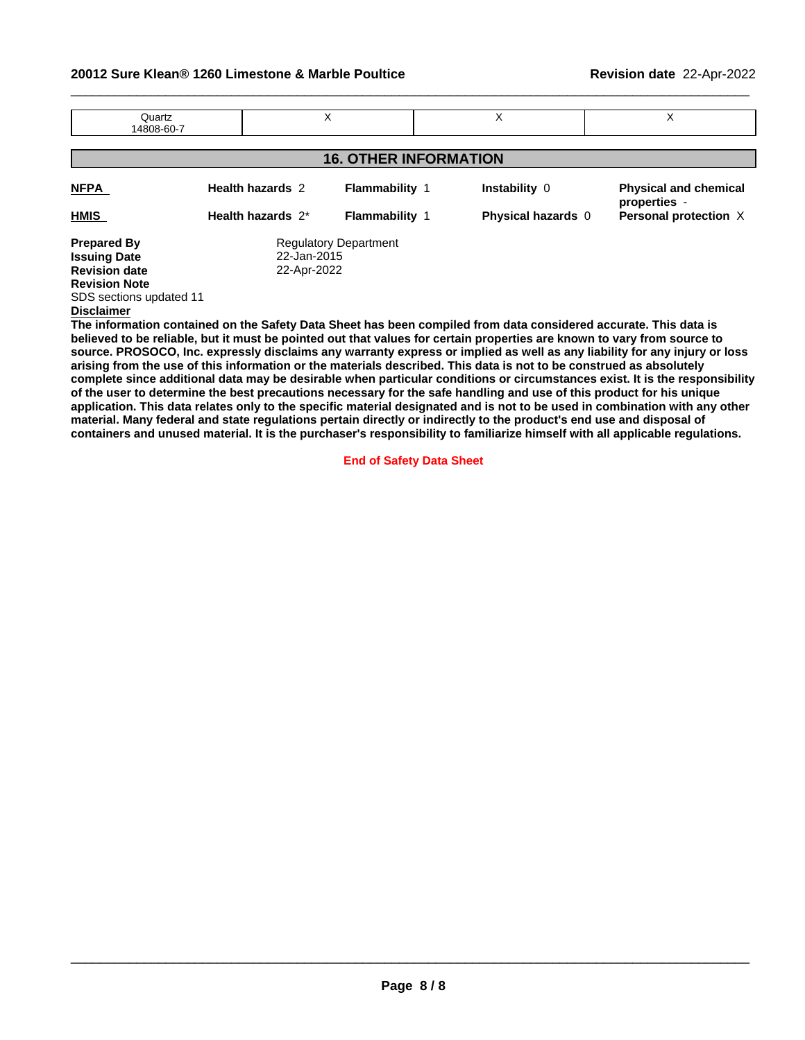| | | | |
|---|---|---|---|
| Quartz 14808-60-7 | X | X | X |

## 16. OTHER INFORMATION

| | | | | |
|---|---|---|---|---|
| **NFPA** | **Health hazards** 2 | **Flammability** 1 | **Instability** 0 | **Physical and chemical properties** - |
| **HMIS** | **Health hazards** 2* | **Flammability** 1 | **Physical hazards** 0 | **Personal protection** X |

**Prepared By** Regulatory Department
**Issuing Date** 22-Jan-2015
**Revision date** 22-Apr-2022
**Revision Note**
SDS sections updated 11

**Disclaimer**

**The information contained on the Safety Data Sheet has been compiled from data considered accurate. This data is believed to be reliable, but it must be pointed out that values for certain properties are known to vary from source to source. PROSOCO, Inc. expressly disclaims any warranty express or implied as well as any liability for any injury or loss arising from the use of this information or the materials described. This data is not to be construed as absolutely complete since additional data may be desirable when particular conditions or circumstances exist. It is the responsibility of the user to determine the best precautions necessary for the safe handling and use of this product for his unique application. This data relates only to the specific material designated and is not to be used in combination with any other material. Many federal and state regulations pertain directly or indirectly to the product's end use and disposal of containers and unused material. It is the purchaser's responsibility to familiarize himself with all applicable regulations.**

**End of Safety Data Sheet**